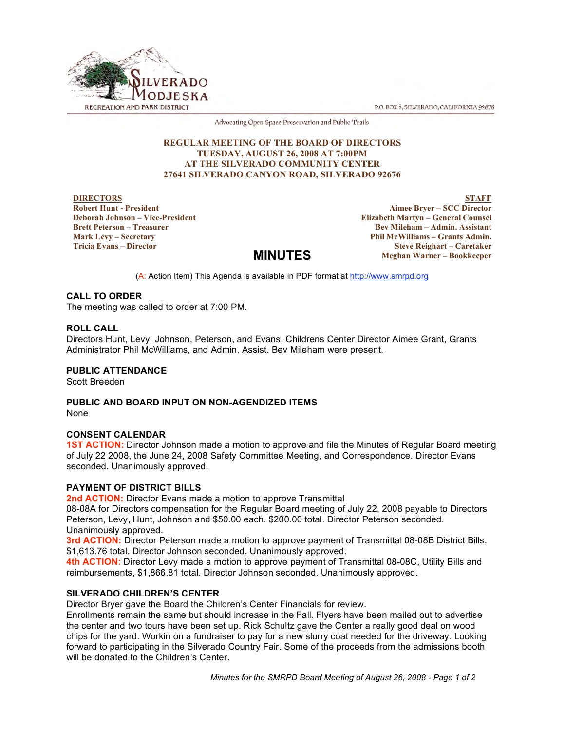SILVERADO MODJESKA
RECREATION AND PARK DISTRICT

P.O. BOX 8, SILVERADO, CALIFORNIA 92676

Advocating Open Space Preservation and Public Trails

**REGULAR MEETING OF THE BOARD OF DIRECTORS**
**TUESDAY, AUGUST 26, 2008 AT 7:00PM**
**AT THE SILVERADO COMMUNITY CENTER**
**27641 SILVERADO CANYON ROAD, SILVERADO 92676**

**DIRECTORS**
**Robert Hunt - President**
**Deborah Johnson – Vice-President**
**Brett Peterson – Treasurer**
**Mark Levy – Secretary**
**Tricia Evans – Director**

**STAFF**
**Aimee Bryer – SCC Director**
**Elizabeth Martyn – General Counsel**
**Bev Mileham – Admin. Assistant**
**Phil McWilliams – Grants Admin.**
**Steve Reighart – Caretaker**
**Meghan Warner – Bookkeeper**

# MINUTES

(A: Action Item) This Agenda is available in PDF format at http://www.smrpd.org

### CALL TO ORDER

The meeting was called to order at 7:00 PM.

### ROLL CALL

Directors Hunt, Levy, Johnson, Peterson, and Evans, Childrens Center Director Aimee Grant, Grants Administrator Phil McWilliams, and Admin. Assist. Bev Mileham were present.

### PUBLIC ATTENDANCE

Scott Breeden

### PUBLIC AND BOARD INPUT ON NON-AGENDIZED ITEMS

None

### CONSENT CALENDAR

**1ST ACTION:** Director Johnson made a motion to approve and file the Minutes of Regular Board meeting of July 22 2008, the June 24, 2008 Safety Committee Meeting, and Correspondence. Director Evans seconded. Unanimously approved.

### PAYMENT OF DISTRICT BILLS

**2nd ACTION:** Director Evans made a motion to approve Transmittal 08-08A for Directors compensation for the Regular Board meeting of July 22, 2008 payable to Directors Peterson, Levy, Hunt, Johnson and $50.00 each. $200.00 total. Director Peterson seconded. Unanimously approved.

**3rd ACTION:** Director Peterson made a motion to approve payment of Transmittal 08-08B District Bills, $1,613.76 total. Director Johnson seconded. Unanimously approved.

**4th ACTION:** Director Levy made a motion to approve payment of Transmittal 08-08C, Utility Bills and reimbursements, $1,866.81 total. Director Johnson seconded. Unanimously approved.

### SILVERADO CHILDREN'S CENTER

Director Bryer gave the Board the Children's Center Financials for review.

Enrollments remain the same but should increase in the Fall. Flyers have been mailed out to advertise the center and two tours have been set up. Rick Schultz gave the Center a really good deal on wood chips for the yard. Workin on a fundraiser to pay for a new slurry coat needed for the driveway. Looking forward to participating in the Silverado Country Fair. Some of the proceeds from the admissions booth will be donated to the Children's Center.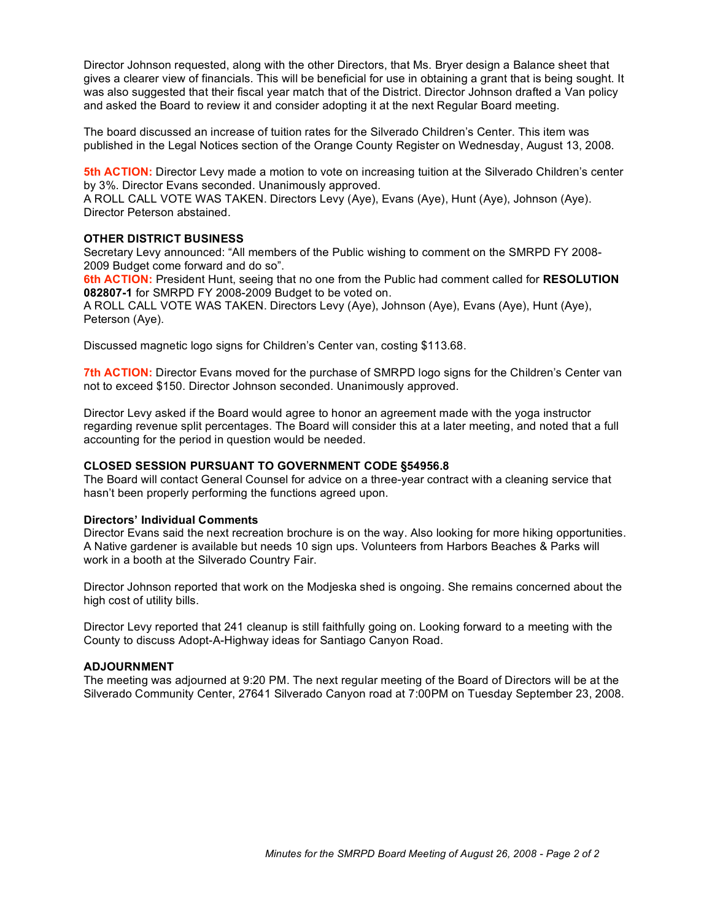Director Johnson requested, along with the other Directors, that Ms. Bryer design a Balance sheet that gives a clearer view of financials. This will be beneficial for use in obtaining a grant that is being sought. It was also suggested that their fiscal year match that of the District. Director Johnson drafted a Van policy and asked the Board to review it and consider adopting it at the next Regular Board meeting.

The board discussed an increase of tuition rates for the Silverado Children's Center. This item was published in the Legal Notices section of the Orange County Register on Wednesday, August 13, 2008.

**5th ACTION:** Director Levy made a motion to vote on increasing tuition at the Silverado Children's center by 3%. Director Evans seconded. Unanimously approved.
A ROLL CALL VOTE WAS TAKEN. Directors Levy (Aye), Evans (Aye), Hunt (Aye), Johnson (Aye). Director Peterson abstained.

### OTHER DISTRICT BUSINESS

Secretary Levy announced: "All members of the Public wishing to comment on the SMRPD FY 2008-2009 Budget come forward and do so".
**6th ACTION:** President Hunt, seeing that no one from the Public had comment called for **RESOLUTION 082807-1** for SMRPD FY 2008-2009 Budget to be voted on.
A ROLL CALL VOTE WAS TAKEN. Directors Levy (Aye), Johnson (Aye), Evans (Aye), Hunt (Aye), Peterson (Aye).

Discussed magnetic logo signs for Children's Center van, costing $113.68.

**7th ACTION:** Director Evans moved for the purchase of SMRPD logo signs for the Children's Center van not to exceed $150. Director Johnson seconded. Unanimously approved.

Director Levy asked if the Board would agree to honor an agreement made with the yoga instructor regarding revenue split percentages. The Board will consider this at a later meeting, and noted that a full accounting for the period in question would be needed.

### CLOSED SESSION PURSUANT TO GOVERNMENT CODE §54956.8

The Board will contact General Counsel for advice on a three-year contract with a cleaning service that hasn't been properly performing the functions agreed upon.

#### Directors' Individual Comments

Director Evans said the next recreation brochure is on the way. Also looking for more hiking opportunities. A Native gardener is available but needs 10 sign ups. Volunteers from Harbors Beaches & Parks will work in a booth at the Silverado Country Fair.

Director Johnson reported that work on the Modjeska shed is ongoing. She remains concerned about the high cost of utility bills.

Director Levy reported that 241 cleanup is still faithfully going on. Looking forward to a meeting with the County to discuss Adopt-A-Highway ideas for Santiago Canyon Road.

### ADJOURNMENT

The meeting was adjourned at 9:20 PM. The next regular meeting of the Board of Directors will be at the Silverado Community Center, 27641 Silverado Canyon road at 7:00PM on Tuesday September 23, 2008.